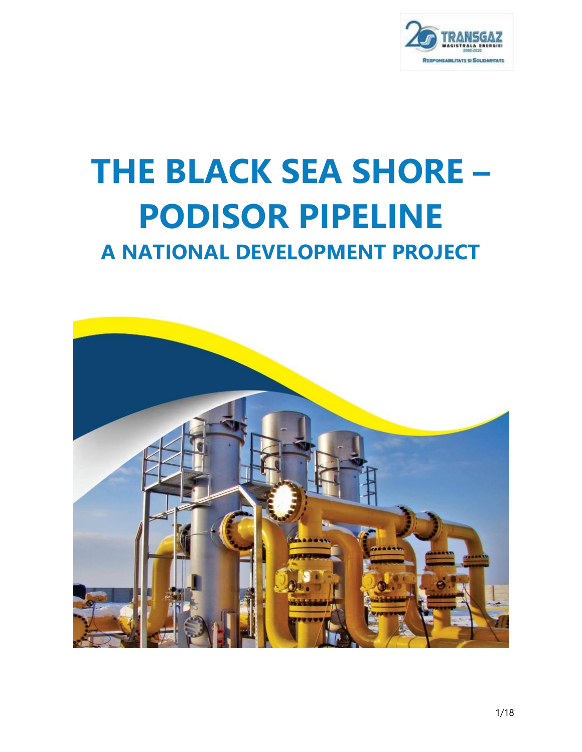# THE BLACK SEA SHORE – PODISOR PIPELINE

## A NATIONAL DEVELOPMENT PROJECT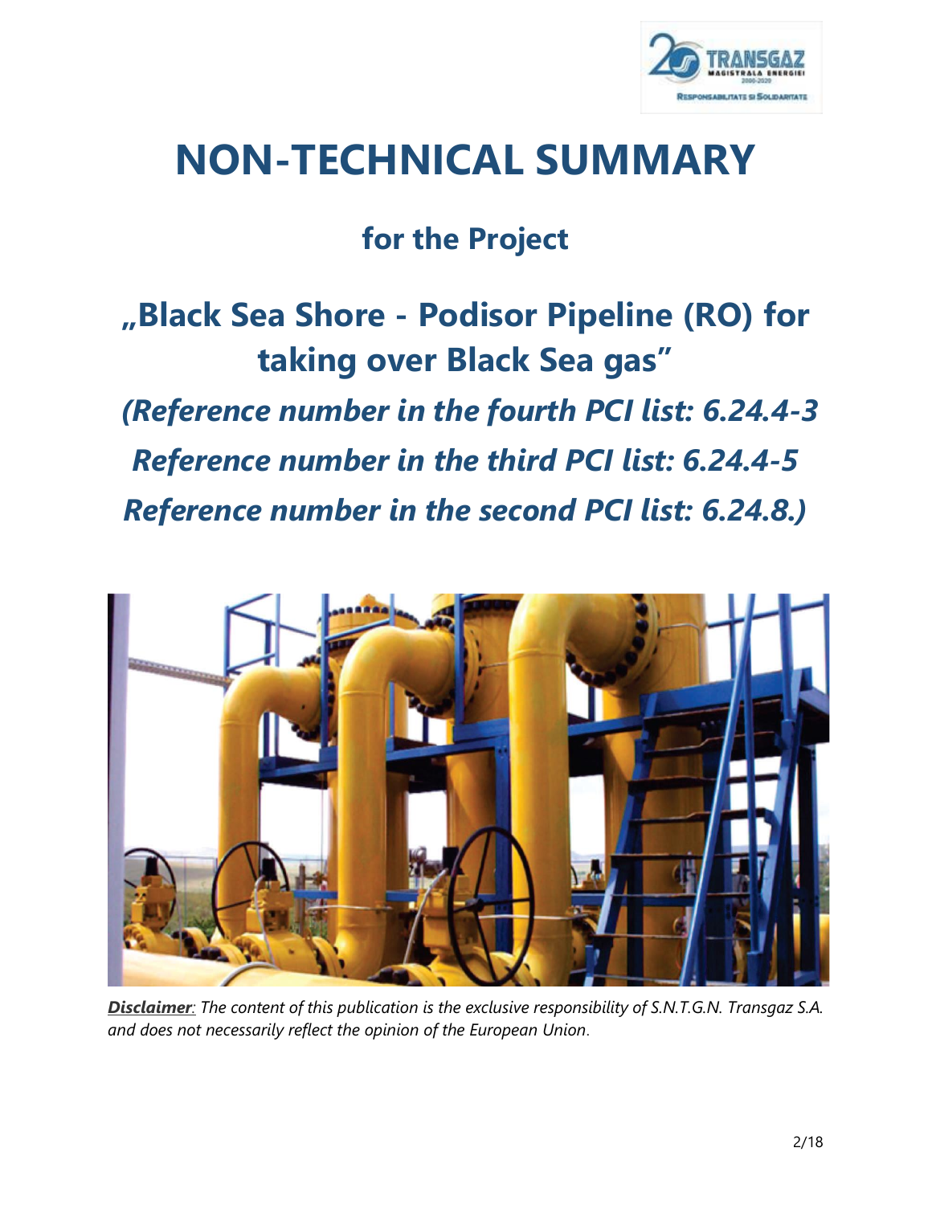# NON-TECHNICAL SUMMARY

## for the Project

## „Black Sea Shore - Podisor Pipeline (RO) for taking over Black Sea gas"

### *(Reference number in the fourth PCI list: 6.24.4-3*
### *Reference number in the third PCI list: 6.24.4-5*
### *Reference number in the second PCI list: 6.24.8.)*

***Disclaimer**: The content of this publication is the exclusive responsibility of S.N.T.G.N. Transgaz S.A. and does not necessarily reflect the opinion of the European Union.*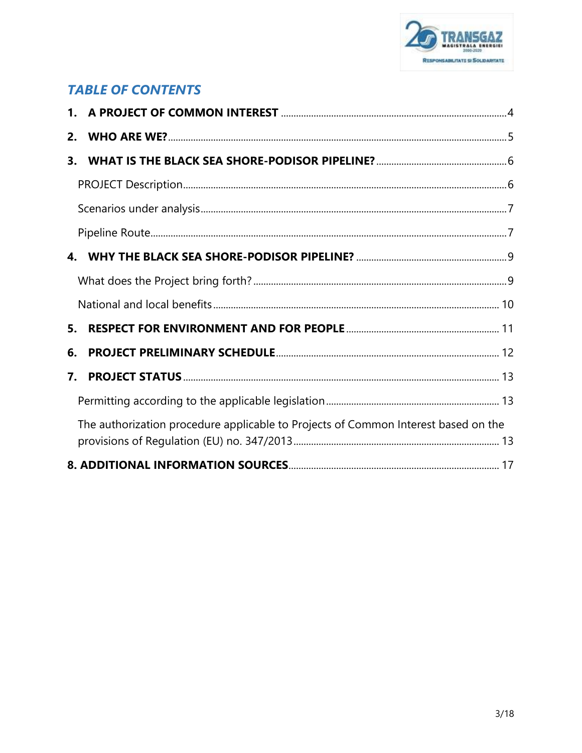## *TABLE OF CONTENTS*

**1. A PROJECT OF COMMON INTEREST** .......... 4

**2. WHO ARE WE?** .......... 5

**3. WHAT IS THE BLACK SEA SHORE-PODISOR PIPELINE?** .......... 6

PROJECT Description .......... 6

Scenarios under analysis .......... 7

Pipeline Route .......... 7

**4. WHY THE BLACK SEA SHORE-PODISOR PIPELINE?** .......... 9

What does the Project bring forth? .......... 9

National and local benefits .......... 10

**5. RESPECT FOR ENVIRONMENT AND FOR PEOPLE** .......... 11

**6. PROJECT PRELIMINARY SCHEDULE** .......... 12

**7. PROJECT STATUS** .......... 13

Permitting according to the applicable legislation .......... 13

The authorization procedure applicable to Projects of Common Interest based on the provisions of Regulation (EU) no. 347/2013 .......... 13

**8. ADDITIONAL INFORMATION SOURCES** .......... 17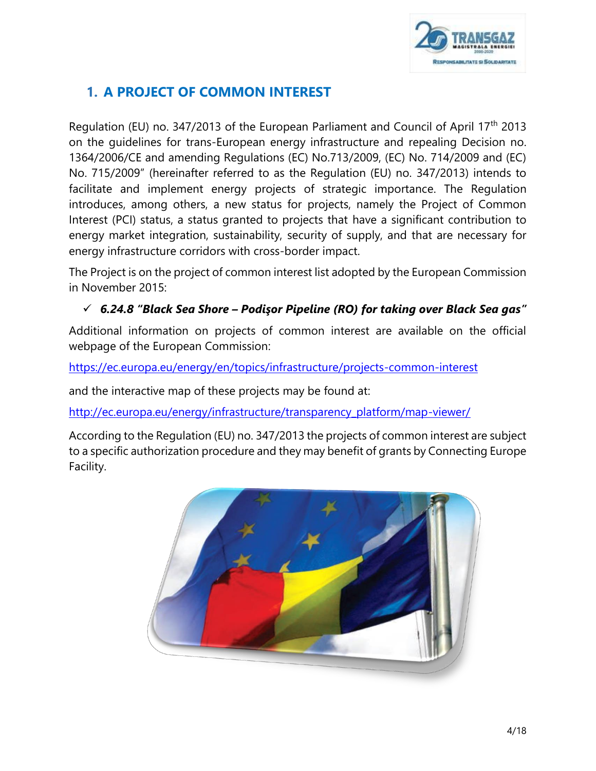## 1. A PROJECT OF COMMON INTEREST

Regulation (EU) no. 347/2013 of the European Parliament and Council of April 17th 2013 on the guidelines for trans-European energy infrastructure and repealing Decision no. 1364/2006/CE and amending Regulations (EC) No.713/2009, (EC) No. 714/2009 and (EC) No. 715/2009" (hereinafter referred to as the Regulation (EU) no. 347/2013) intends to facilitate and implement energy projects of strategic importance. The Regulation introduces, among others, a new status for projects, namely the Project of Common Interest (PCI) status, a status granted to projects that have a significant contribution to energy market integration, sustainability, security of supply, and that are necessary for energy infrastructure corridors with cross-border impact.

The Project is on the project of common interest list adopted by the European Commission in November 2015:

- ✓ ***6.24.8 "Black Sea Shore – Podişor Pipeline (RO) for taking over Black Sea gas"***

Additional information on projects of common interest are available on the official webpage of the European Commission:

https://ec.europa.eu/energy/en/topics/infrastructure/projects-common-interest

and the interactive map of these projects may be found at:

http://ec.europa.eu/energy/infrastructure/transparency_platform/map-viewer/

According to the Regulation (EU) no. 347/2013 the projects of common interest are subject to a specific authorization procedure and they may benefit of grants by Connecting Europe Facility.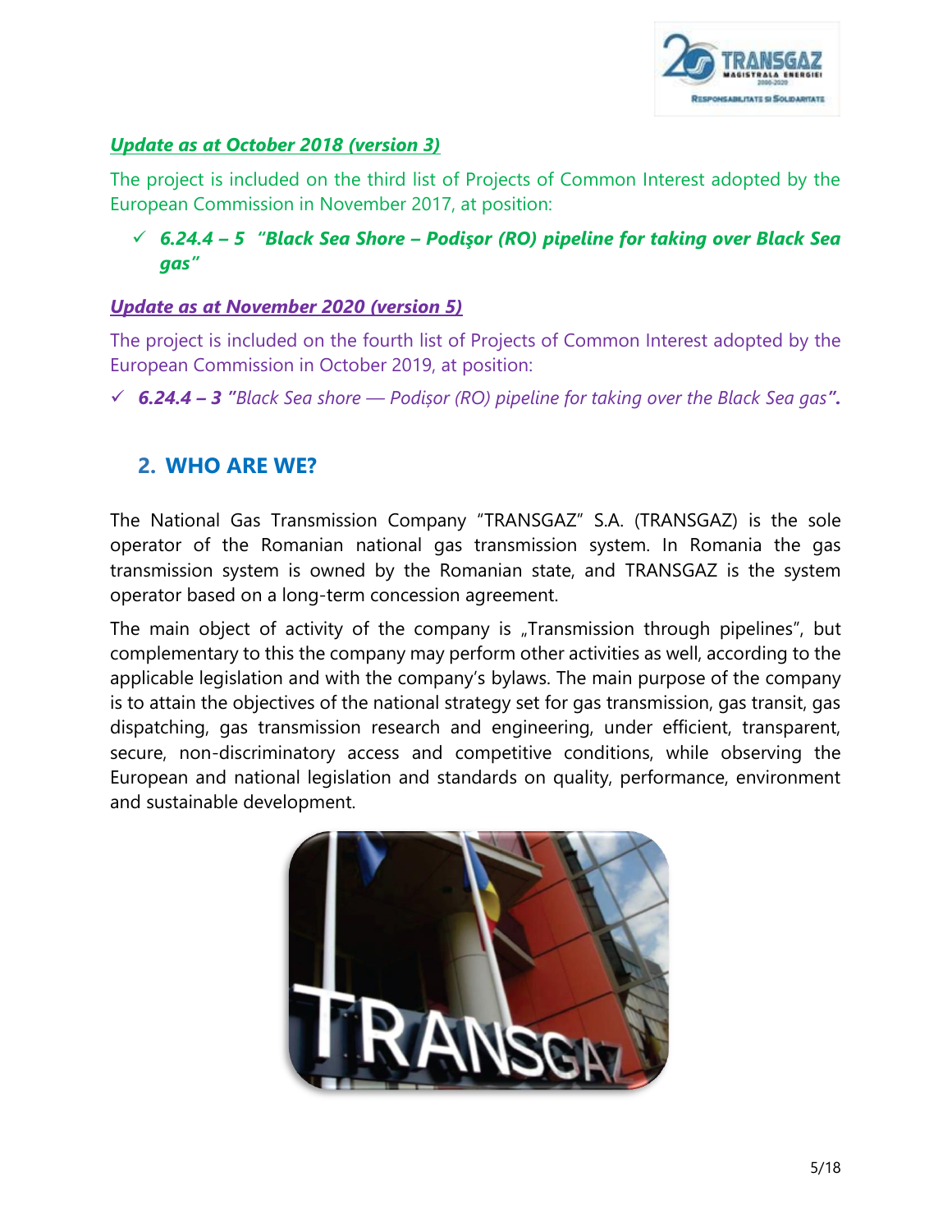***Update as at October 2018 (version 3)***

The project is included on the third list of Projects of Common Interest adopted by the European Commission in November 2017, at position:

- ✓ ***6.24.4 – 5 "Black Sea Shore – Podişor (RO) pipeline for taking over Black Sea gas"***

***Update as at November 2020 (version 5)***

The project is included on the fourth list of Projects of Common Interest adopted by the European Commission in October 2019, at position:

- ✓ ***6.24.4 – 3 "****Black Sea shore — Podișor (RO) pipeline for taking over the Black Sea gas****".***

## 2. WHO ARE WE?

The National Gas Transmission Company "TRANSGAZ" S.A. (TRANSGAZ) is the sole operator of the Romanian national gas transmission system. In Romania the gas transmission system is owned by the Romanian state, and TRANSGAZ is the system operator based on a long-term concession agreement.

The main object of activity of the company is „Transmission through pipelines", but complementary to this the company may perform other activities as well, according to the applicable legislation and with the company's bylaws. The main purpose of the company is to attain the objectives of the national strategy set for gas transmission, gas transit, gas dispatching, gas transmission research and engineering, under efficient, transparent, secure, non-discriminatory access and competitive conditions, while observing the European and national legislation and standards on quality, performance, environment and sustainable development.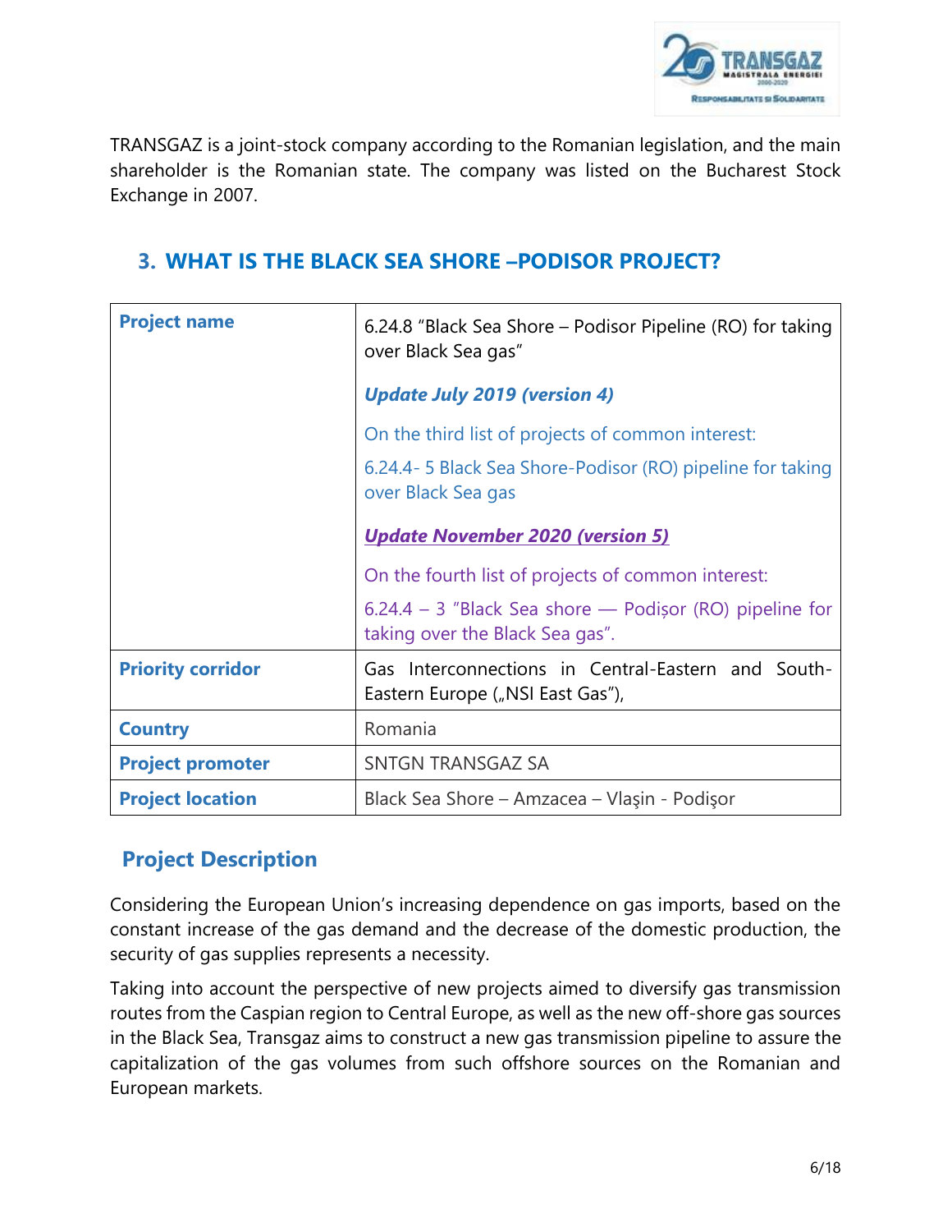TRANSGAZ is a joint-stock company according to the Romanian legislation, and the main shareholder is the Romanian state. The company was listed on the Bucharest Stock Exchange in 2007.

## 3. WHAT IS THE BLACK SEA SHORE –PODISOR PROJECT?

| **Project name** | 6.24.8 "Black Sea Shore – Podisor Pipeline (RO) for taking over Black Sea gas"<br><br>***Update July 2019 (version 4)***<br><br>On the third list of projects of common interest:<br><br>6.24.4- 5 Black Sea Shore-Podisor (RO) pipeline for taking over Black Sea gas<br><br>***Update November 2020 (version 5)***<br><br>On the fourth list of projects of common interest:<br><br>6.24.4 – 3 "Black Sea shore — Podișor (RO) pipeline for taking over the Black Sea gas". |
|---|---|
| **Priority corridor** | Gas Interconnections in Central-Eastern and South-Eastern Europe („NSI East Gas"), |
| **Country** | Romania |
| **Project promoter** | SNTGN TRANSGAZ SA |
| **Project location** | Black Sea Shore – Amzacea – Vlaşin - Podişor |

### Project Description

Considering the European Union's increasing dependence on gas imports, based on the constant increase of the gas demand and the decrease of the domestic production, the security of gas supplies represents a necessity.

Taking into account the perspective of new projects aimed to diversify gas transmission routes from the Caspian region to Central Europe, as well as the new off-shore gas sources in the Black Sea, Transgaz aims to construct a new gas transmission pipeline to assure the capitalization of the gas volumes from such offshore sources on the Romanian and European markets.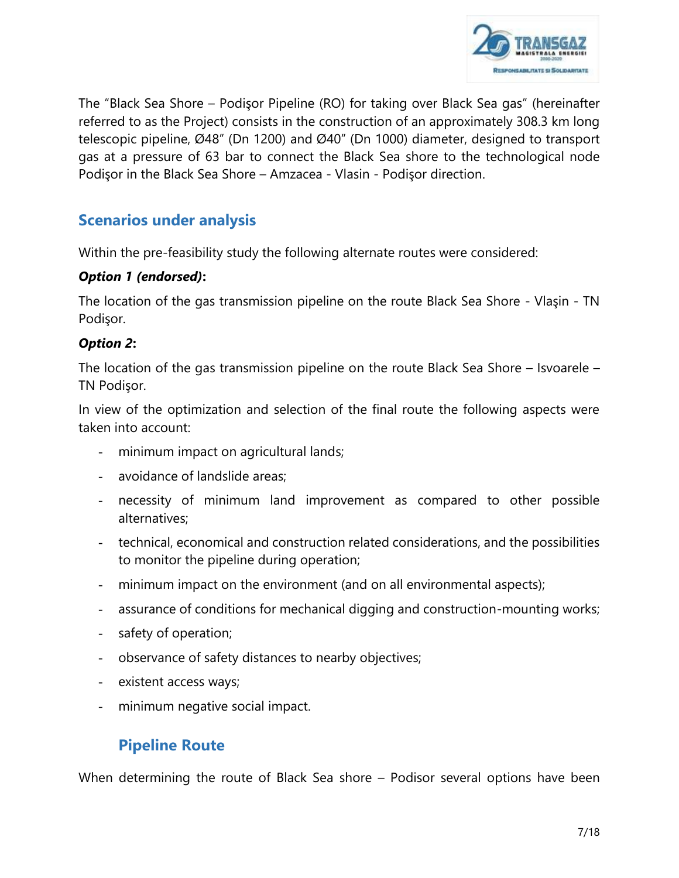The "Black Sea Shore – Podişor Pipeline (RO) for taking over Black Sea gas" (hereinafter referred to as the Project) consists in the construction of an approximately 308.3 km long telescopic pipeline, Ø48" (Dn 1200) and Ø40" (Dn 1000) diameter, designed to transport gas at a pressure of 63 bar to connect the Black Sea shore to the technological node Podişor in the Black Sea Shore – Amzacea - Vlasin - Podişor direction.

## Scenarios under analysis

Within the pre-feasibility study the following alternate routes were considered:

***Option 1 (endorsed)*:**

The location of the gas transmission pipeline on the route Black Sea Shore - Vlaşin - TN Podişor.

***Option 2*:**

The location of the gas transmission pipeline on the route Black Sea Shore – Isvoarele – TN Podişor.

In view of the optimization and selection of the final route the following aspects were taken into account:

- minimum impact on agricultural lands;
- avoidance of landslide areas;
- necessity of minimum land improvement as compared to other possible alternatives;
- technical, economical and construction related considerations, and the possibilities to monitor the pipeline during operation;
- minimum impact on the environment (and on all environmental aspects);
- assurance of conditions for mechanical digging and construction-mounting works;
- safety of operation;
- observance of safety distances to nearby objectives;
- existent access ways;
- minimum negative social impact.

## Pipeline Route

When determining the route of Black Sea shore – Podisor several options have been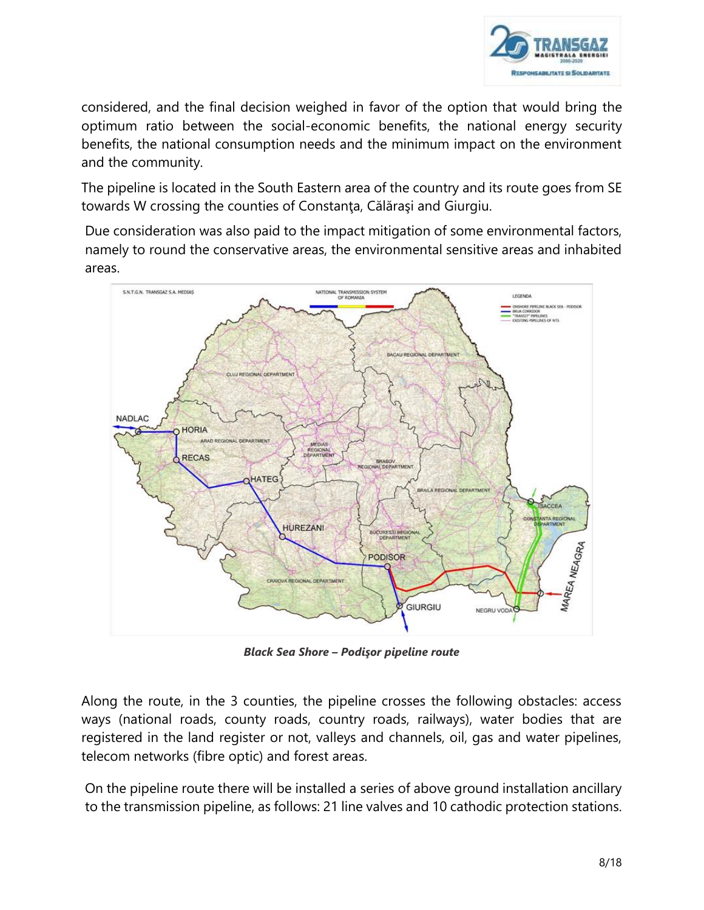considered, and the final decision weighed in favor of the option that would bring the optimum ratio between the social-economic benefits, the national energy security benefits, the national consumption needs and the minimum impact on the environment and the community.

The pipeline is located in the South Eastern area of the country and its route goes from SE towards W crossing the counties of Constanţa, Călăraşi and Giurgiu.

Due consideration was also paid to the impact mitigation of some environmental factors, namely to round the conservative areas, the environmental sensitive areas and inhabited areas.

***Black Sea Shore – Podişor pipeline route***

Along the route, in the 3 counties, the pipeline crosses the following obstacles: access ways (national roads, county roads, country roads, railways), water bodies that are registered in the land register or not, valleys and channels, oil, gas and water pipelines, telecom networks (fibre optic) and forest areas.

On the pipeline route there will be installed a series of above ground installation ancillary to the transmission pipeline, as follows: 21 line valves and 10 cathodic protection stations.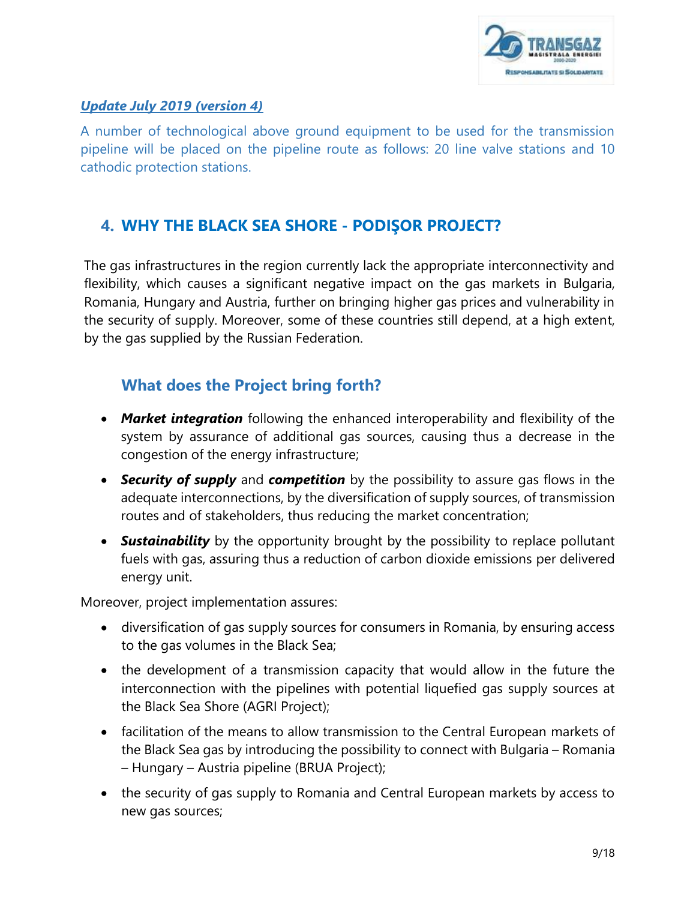***Update July 2019 (version 4)***

A number of technological above ground equipment to be used for the transmission pipeline will be placed on the pipeline route as follows: 20 line valve stations and 10 cathodic protection stations.

## 4. WHY THE BLACK SEA SHORE - PODIŞOR PROJECT?

The gas infrastructures in the region currently lack the appropriate interconnectivity and flexibility, which causes a significant negative impact on the gas markets in Bulgaria, Romania, Hungary and Austria, further on bringing higher gas prices and vulnerability in the security of supply. Moreover, some of these countries still depend, at a high extent, by the gas supplied by the Russian Federation.

### What does the Project bring forth?

- ***Market integration*** following the enhanced interoperability and flexibility of the system by assurance of additional gas sources, causing thus a decrease in the congestion of the energy infrastructure;
- ***Security of supply*** and ***competition*** by the possibility to assure gas flows in the adequate interconnections, by the diversification of supply sources, of transmission routes and of stakeholders, thus reducing the market concentration;
- ***Sustainability*** by the opportunity brought by the possibility to replace pollutant fuels with gas, assuring thus a reduction of carbon dioxide emissions per delivered energy unit.

Moreover, project implementation assures:

- diversification of gas supply sources for consumers in Romania, by ensuring access to the gas volumes in the Black Sea;
- the development of a transmission capacity that would allow in the future the interconnection with the pipelines with potential liquefied gas supply sources at the Black Sea Shore (AGRI Project);
- facilitation of the means to allow transmission to the Central European markets of the Black Sea gas by introducing the possibility to connect with Bulgaria – Romania – Hungary – Austria pipeline (BRUA Project);
- the security of gas supply to Romania and Central European markets by access to new gas sources;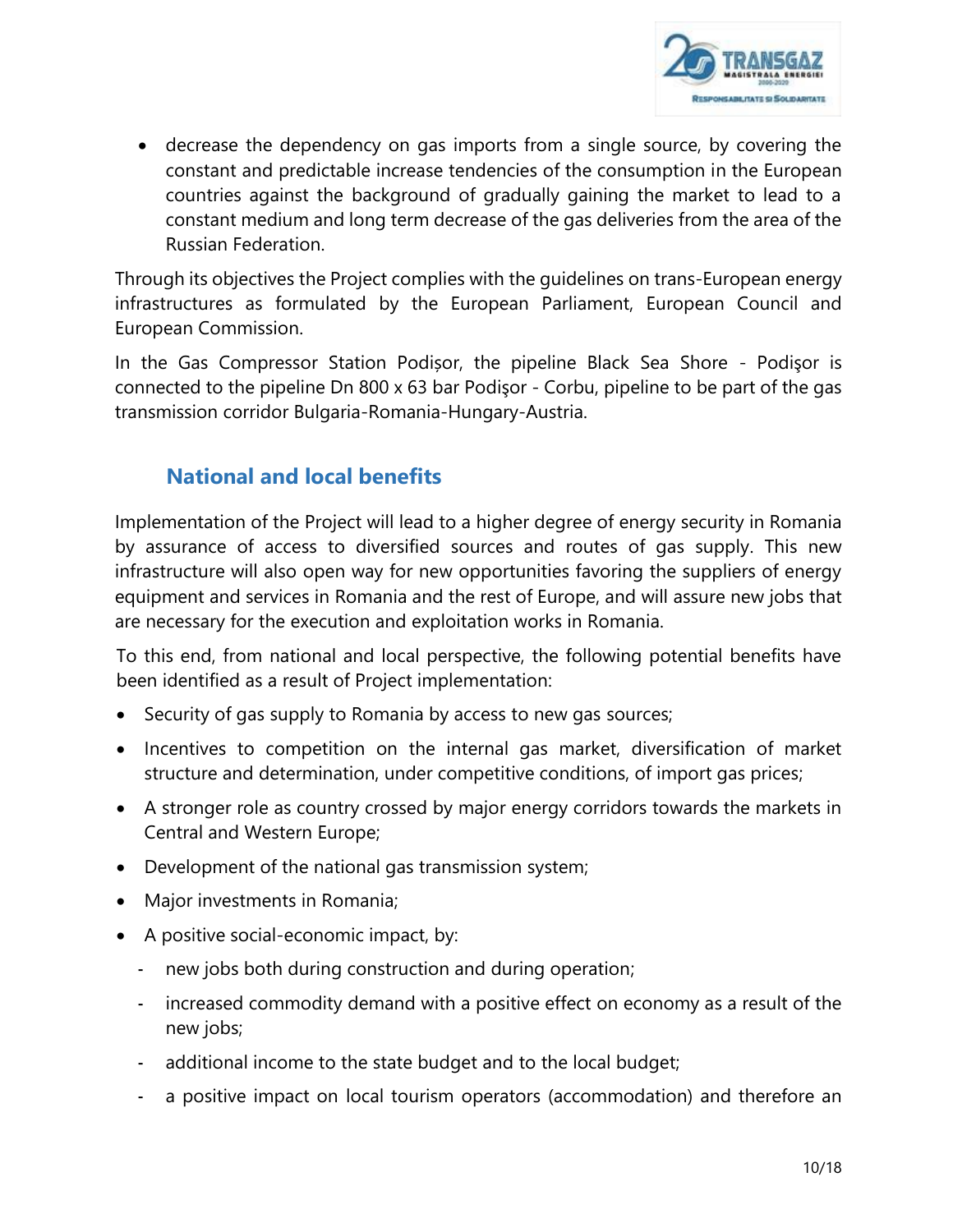- decrease the dependency on gas imports from a single source, by covering the constant and predictable increase tendencies of the consumption in the European countries against the background of gradually gaining the market to lead to a constant medium and long term decrease of the gas deliveries from the area of the Russian Federation.

Through its objectives the Project complies with the guidelines on trans-European energy infrastructures as formulated by the European Parliament, European Council and European Commission.

In the Gas Compressor Station Podișor, the pipeline Black Sea Shore - Podişor is connected to the pipeline Dn 800 x 63 bar Podişor - Corbu, pipeline to be part of the gas transmission corridor Bulgaria-Romania-Hungary-Austria.

## National and local benefits

Implementation of the Project will lead to a higher degree of energy security in Romania by assurance of access to diversified sources and routes of gas supply. This new infrastructure will also open way for new opportunities favoring the suppliers of energy equipment and services in Romania and the rest of Europe, and will assure new jobs that are necessary for the execution and exploitation works in Romania.

To this end, from national and local perspective, the following potential benefits have been identified as a result of Project implementation:

- Security of gas supply to Romania by access to new gas sources;
- Incentives to competition on the internal gas market, diversification of market structure and determination, under competitive conditions, of import gas prices;
- A stronger role as country crossed by major energy corridors towards the markets in Central and Western Europe;
- Development of the national gas transmission system;
- Major investments in Romania;
- A positive social-economic impact, by:
  - new jobs both during construction and during operation;
  - increased commodity demand with a positive effect on economy as a result of the new jobs;
  - additional income to the state budget and to the local budget;
  - a positive impact on local tourism operators (accommodation) and therefore an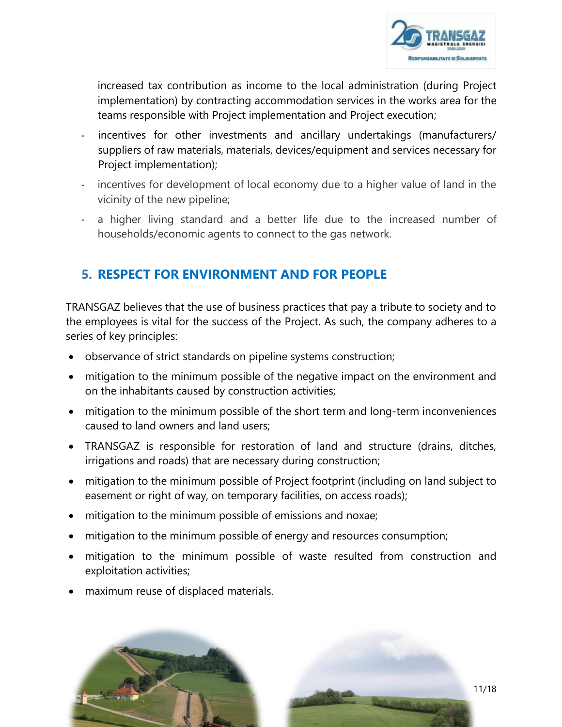increased tax contribution as income to the local administration (during Project implementation) by contracting accommodation services in the works area for the teams responsible with Project implementation and Project execution;

- incentives for other investments and ancillary undertakings (manufacturers/ suppliers of raw materials, materials, devices/equipment and services necessary for Project implementation);
- incentives for development of local economy due to a higher value of land in the vicinity of the new pipeline;
- a higher living standard and a better life due to the increased number of households/economic agents to connect to the gas network.

## 5. RESPECT FOR ENVIRONMENT AND FOR PEOPLE

TRANSGAZ believes that the use of business practices that pay a tribute to society and to the employees is vital for the success of the Project. As such, the company adheres to a series of key principles:

- observance of strict standards on pipeline systems construction;
- mitigation to the minimum possible of the negative impact on the environment and on the inhabitants caused by construction activities;
- mitigation to the minimum possible of the short term and long-term inconveniences caused to land owners and land users;
- TRANSGAZ is responsible for restoration of land and structure (drains, ditches, irrigations and roads) that are necessary during construction;
- mitigation to the minimum possible of Project footprint (including on land subject to easement or right of way, on temporary facilities, on access roads);
- mitigation to the minimum possible of emissions and noxae;
- mitigation to the minimum possible of energy and resources consumption;
- mitigation to the minimum possible of waste resulted from construction and exploitation activities;
- maximum reuse of displaced materials.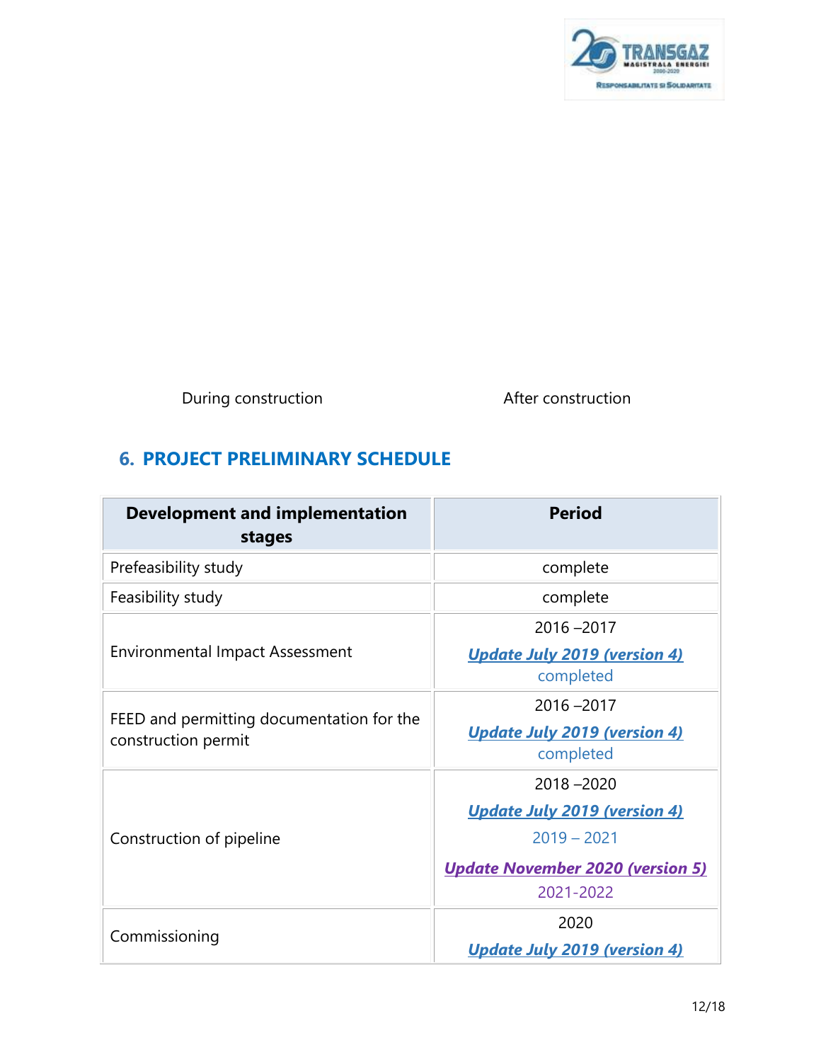During construction After construction

## 6. PROJECT PRELIMINARY SCHEDULE

| Development and implementation stages | Period |
| --- | --- |
| Prefeasibility study | complete |
| Feasibility study | complete |
| Environmental Impact Assessment | 2016 –2017<br>***Update July 2019 (version 4)***<br>completed |
| FEED and permitting documentation for the construction permit | 2016 –2017<br>***Update July 2019 (version 4)***<br>completed |
| Construction of pipeline | 2018 –2020<br>***Update July 2019 (version 4)***<br>2019 – 2021<br>***Update November 2020 (version 5)***<br>2021-2022 |
| Commissioning | 2020<br>***Update July 2019 (version 4)*** |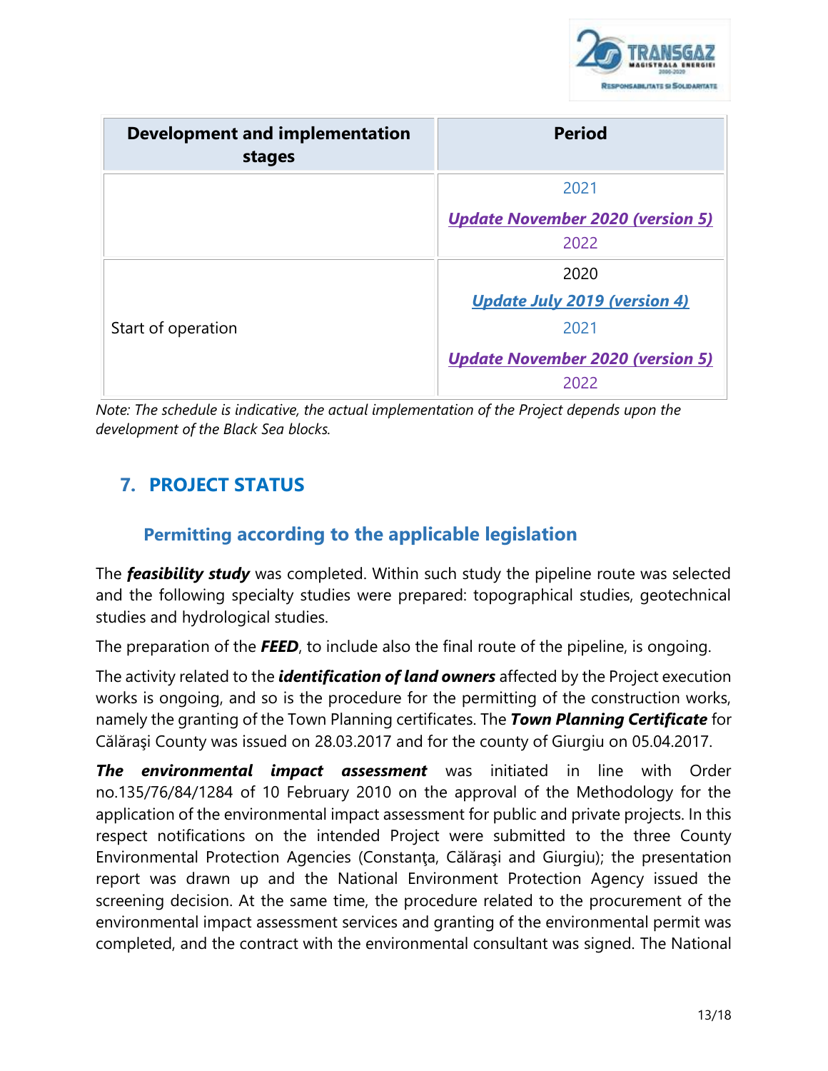| Development and implementation stages | Period |
|---|---|
| | 2021<br>***Update November 2020 (version 5)***<br>2022 |
| Start of operation | 2020<br>***Update July 2019 (version 4)***<br>2021<br>***Update November 2020 (version 5)***<br>2022 |

*Note: The schedule is indicative, the actual implementation of the Project depends upon the development of the Black Sea blocks.*

## 7. PROJECT STATUS

### Permitting according to the applicable legislation

The ***feasibility study*** was completed. Within such study the pipeline route was selected and the following specialty studies were prepared: topographical studies, geotechnical studies and hydrological studies.

The preparation of the ***FEED***, to include also the final route of the pipeline, is ongoing.

The activity related to the ***identification of land owners*** affected by the Project execution works is ongoing, and so is the procedure for the permitting of the construction works, namely the granting of the Town Planning certificates. The ***Town Planning Certificate*** for Călăraşi County was issued on 28.03.2017 and for the county of Giurgiu on 05.04.2017.

***The environmental impact assessment*** was initiated in line with Order no.135/76/84/1284 of 10 February 2010 on the approval of the Methodology for the application of the environmental impact assessment for public and private projects. In this respect notifications on the intended Project were submitted to the three County Environmental Protection Agencies (Constanţa, Călăraşi and Giurgiu); the presentation report was drawn up and the National Environment Protection Agency issued the screening decision. At the same time, the procedure related to the procurement of the environmental impact assessment services and granting of the environmental permit was completed, and the contract with the environmental consultant was signed. The National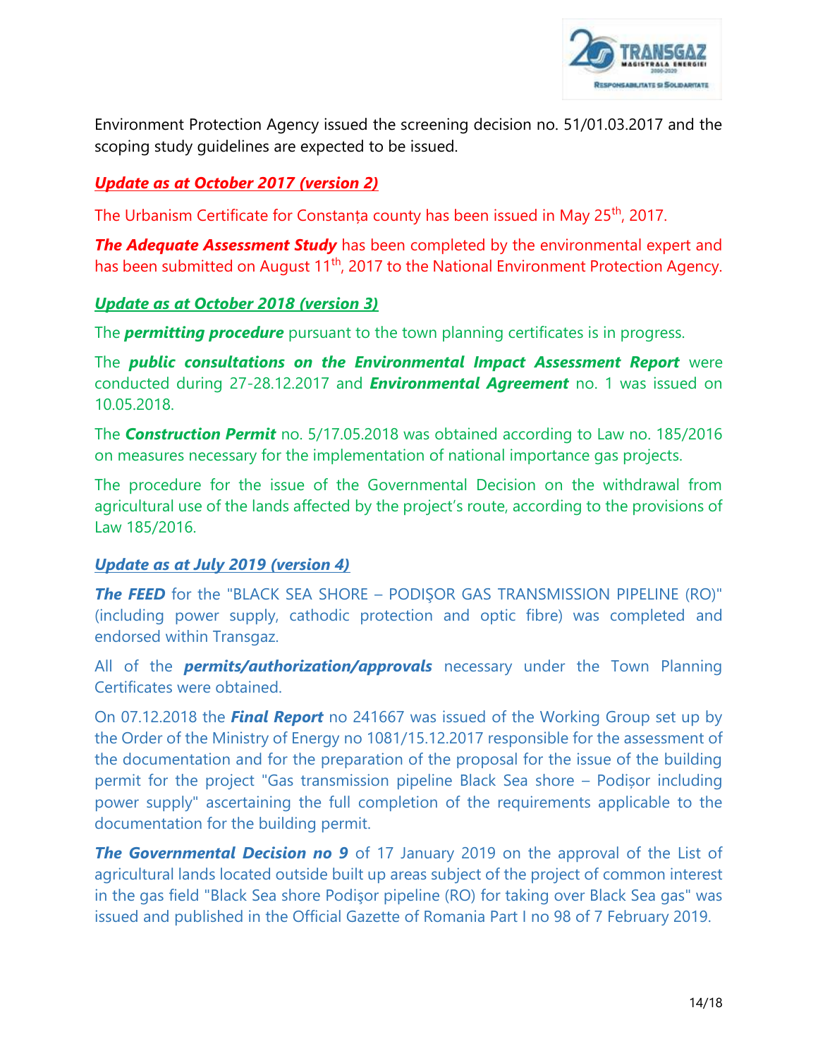Environment Protection Agency issued the screening decision no. 51/01.03.2017 and the scoping study guidelines are expected to be issued.

***Update as at October 2017 (version 2)***

The Urbanism Certificate for Constanța county has been issued in May 25th, 2017.

***The Adequate Assessment Study*** has been completed by the environmental expert and has been submitted on August 11th, 2017 to the National Environment Protection Agency.

***Update as at October 2018 (version 3)***

The ***permitting procedure*** pursuant to the town planning certificates is in progress.

The ***public consultations on the Environmental Impact Assessment Report*** were conducted during 27-28.12.2017 and ***Environmental Agreement*** no. 1 was issued on 10.05.2018.

The ***Construction Permit*** no. 5/17.05.2018 was obtained according to Law no. 185/2016 on measures necessary for the implementation of national importance gas projects.

The procedure for the issue of the Governmental Decision on the withdrawal from agricultural use of the lands affected by the project's route, according to the provisions of Law 185/2016.

***Update as at July 2019 (version 4)***

***The FEED*** for the "BLACK SEA SHORE – PODIŞOR GAS TRANSMISSION PIPELINE (RO)" (including power supply, cathodic protection and optic fibre) was completed and endorsed within Transgaz.

All of the ***permits/authorization/approvals*** necessary under the Town Planning Certificates were obtained.

On 07.12.2018 the ***Final Report*** no 241667 was issued of the Working Group set up by the Order of the Ministry of Energy no 1081/15.12.2017 responsible for the assessment of the documentation and for the preparation of the proposal for the issue of the building permit for the project "Gas transmission pipeline Black Sea shore – Podișor including power supply" ascertaining the full completion of the requirements applicable to the documentation for the building permit.

***The Governmental Decision no 9*** of 17 January 2019 on the approval of the List of agricultural lands located outside built up areas subject of the project of common interest in the gas field "Black Sea shore Podişor pipeline (RO) for taking over Black Sea gas" was issued and published in the Official Gazette of Romania Part I no 98 of 7 February 2019.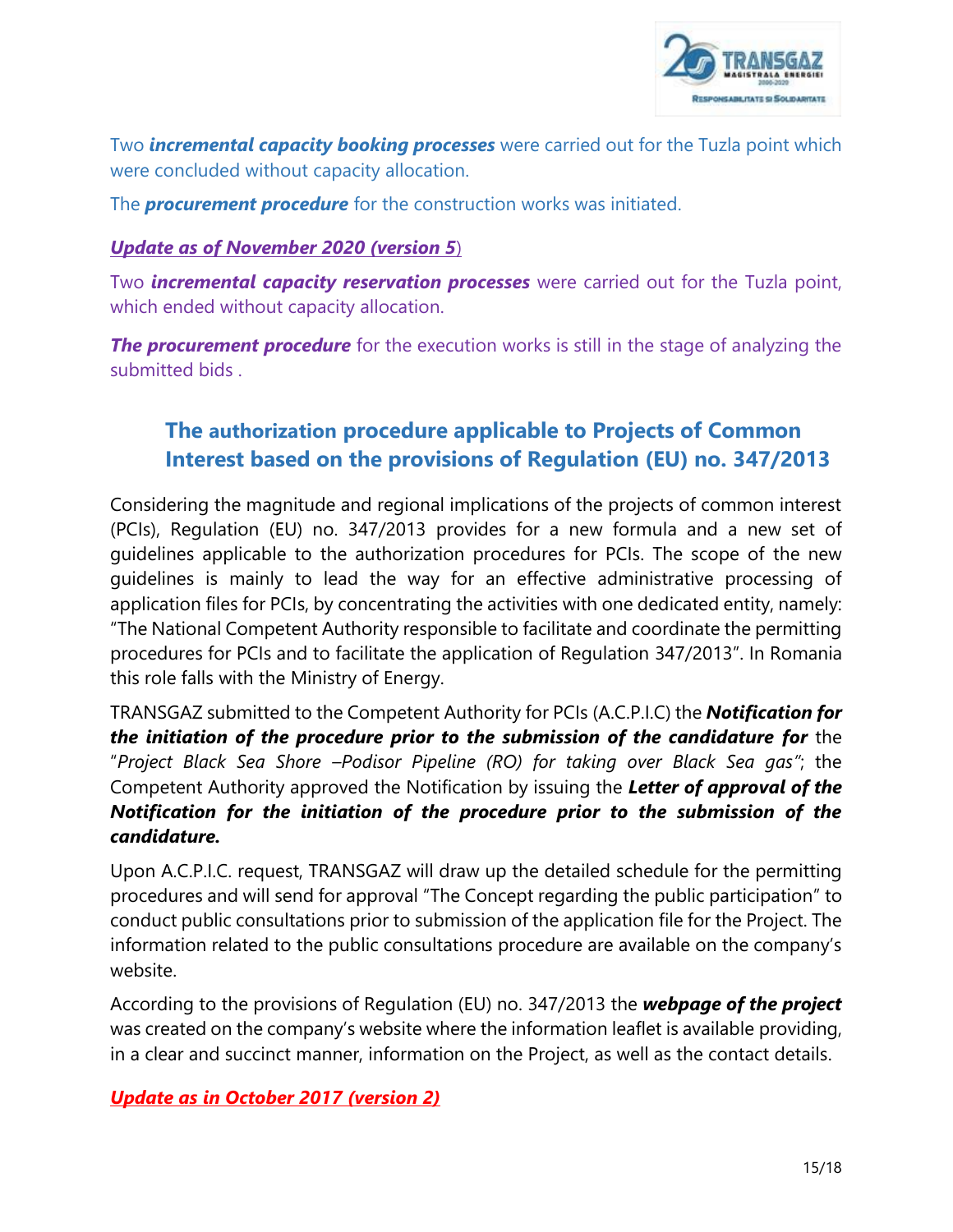Two ***incremental capacity booking processes*** were carried out for the Tuzla point which were concluded without capacity allocation.

The ***procurement procedure*** for the construction works was initiated.

***Update as of November 2020 (version 5***)

Two ***incremental capacity reservation processes*** were carried out for the Tuzla point, which ended without capacity allocation.

***The procurement procedure*** for the execution works is still in the stage of analyzing the submitted bids .

## The authorization procedure applicable to Projects of Common Interest based on the provisions of Regulation (EU) no. 347/2013

Considering the magnitude and regional implications of the projects of common interest (PCIs), Regulation (EU) no. 347/2013 provides for a new formula and a new set of guidelines applicable to the authorization procedures for PCIs. The scope of the new guidelines is mainly to lead the way for an effective administrative processing of application files for PCIs, by concentrating the activities with one dedicated entity, namely: "The National Competent Authority responsible to facilitate and coordinate the permitting procedures for PCIs and to facilitate the application of Regulation 347/2013". In Romania this role falls with the Ministry of Energy.

TRANSGAZ submitted to the Competent Authority for PCIs (A.C.P.I.C) the ***Notification for the initiation of the procedure prior to the submission of the candidature for*** the "*Project Black Sea Shore –Podisor Pipeline (RO) for taking over Black Sea gas*"; the Competent Authority approved the Notification by issuing the ***Letter of approval of the Notification for the initiation of the procedure prior to the submission of the candidature.***

Upon A.C.P.I.C. request, TRANSGAZ will draw up the detailed schedule for the permitting procedures and will send for approval "The Concept regarding the public participation" to conduct public consultations prior to submission of the application file for the Project. The information related to the public consultations procedure are available on the company's website.

According to the provisions of Regulation (EU) no. 347/2013 the ***webpage of the project*** was created on the company's website where the information leaflet is available providing, in a clear and succinct manner, information on the Project, as well as the contact details.

***Update as in October 2017 (version 2)***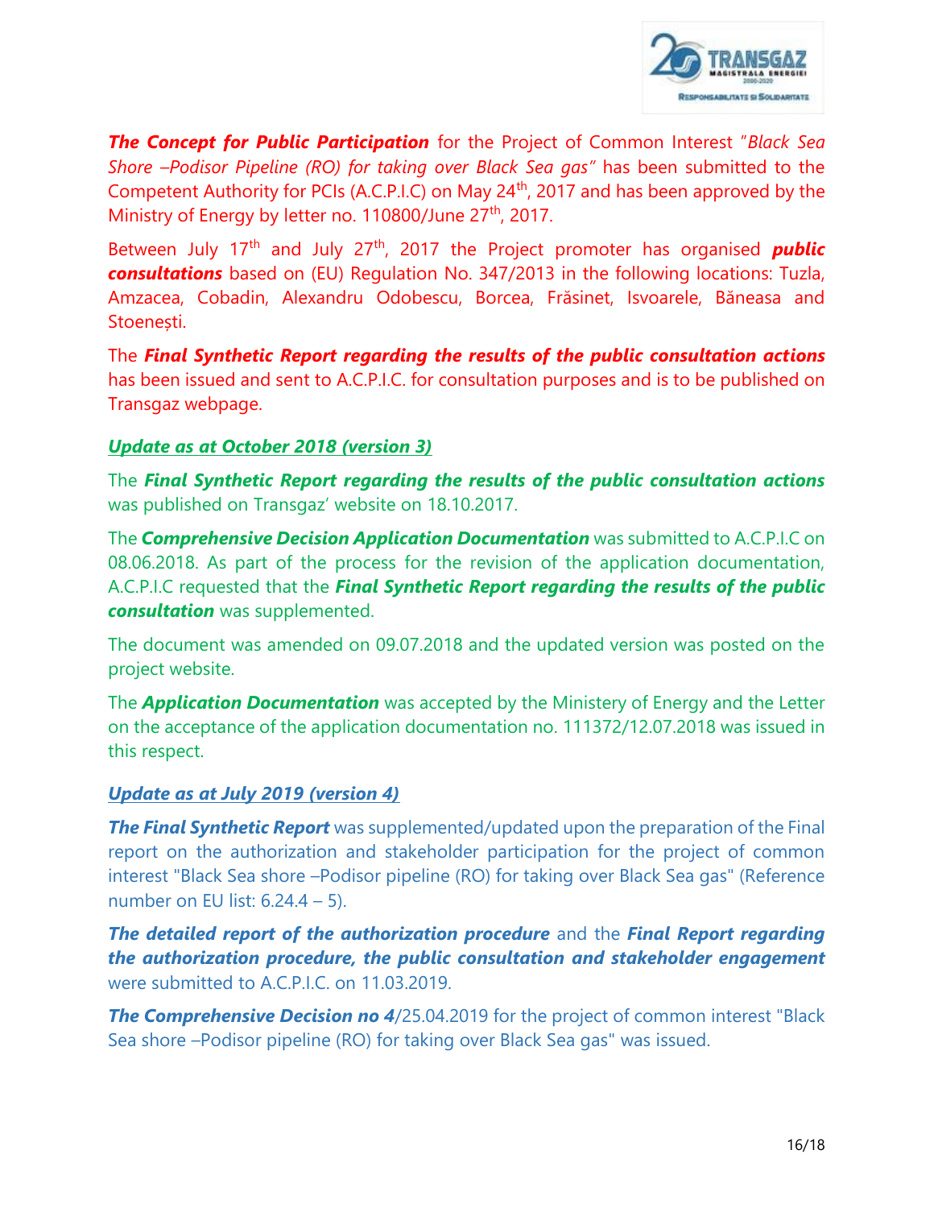***The Concept for Public Participation*** for the Project of Common Interest "*Black Sea Shore –Podisor Pipeline (RO) for taking over Black Sea gas"* has been submitted to the Competent Authority for PCIs (A.C.P.I.C) on May 24th, 2017 and has been approved by the Ministry of Energy by letter no. 110800/June 27th, 2017.

Between July 17th and July 27th, 2017 the Project promoter has organised ***public consultations*** based on (EU) Regulation No. 347/2013 in the following locations: Tuzla, Amzacea, Cobadin, Alexandru Odobescu, Borcea, Frăsinet, Isvoarele, Băneasa and Stoenești.

The ***Final Synthetic Report regarding the results of the public consultation actions*** has been issued and sent to A.C.P.I.C. for consultation purposes and is to be published on Transgaz webpage.

***Update as at October 2018 (version 3)***

The ***Final Synthetic Report regarding the results of the public consultation actions*** was published on Transgaz' website on 18.10.2017.

The ***Comprehensive Decision Application Documentation*** was submitted to A.C.P.I.C on 08.06.2018. As part of the process for the revision of the application documentation, A.C.P.I.C requested that the ***Final Synthetic Report regarding the results of the public consultation*** was supplemented.

The document was amended on 09.07.2018 and the updated version was posted on the project website.

The ***Application Documentation*** was accepted by the Ministery of Energy and the Letter on the acceptance of the application documentation no. 111372/12.07.2018 was issued in this respect.

***Update as at July 2019 (version 4)***

***The Final Synthetic Report*** was supplemented/updated upon the preparation of the Final report on the authorization and stakeholder participation for the project of common interest "Black Sea shore –Podisor pipeline (RO) for taking over Black Sea gas" (Reference number on EU list: 6.24.4 – 5).

***The detailed report of the authorization procedure*** and the ***Final Report regarding the authorization procedure, the public consultation and stakeholder engagement*** were submitted to A.C.P.I.C. on 11.03.2019.

***The Comprehensive Decision no 4***/25.04.2019 for the project of common interest "Black Sea shore –Podisor pipeline (RO) for taking over Black Sea gas" was issued.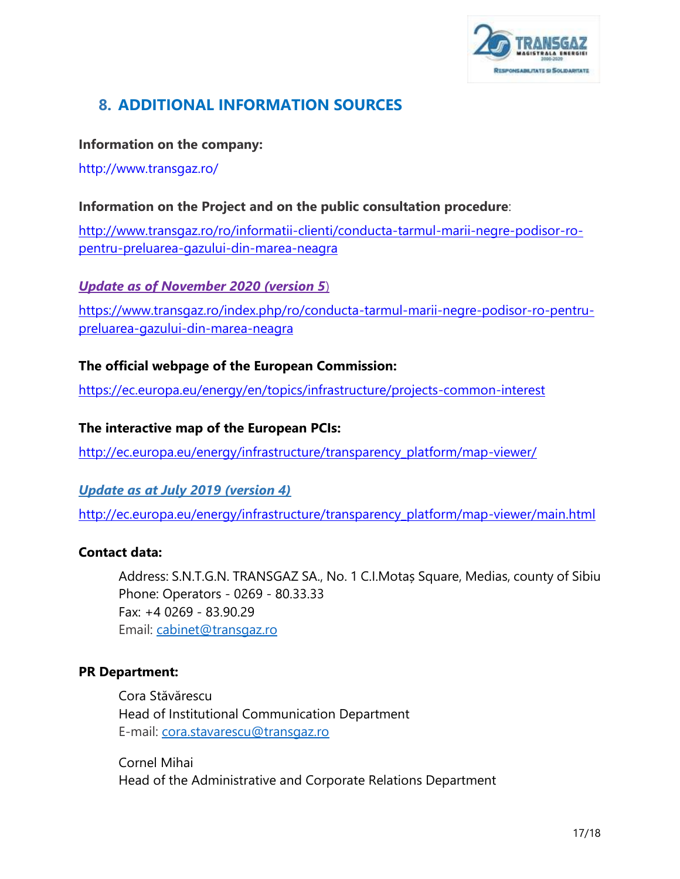## 8. ADDITIONAL INFORMATION SOURCES

**Information on the company:**

http://www.transgaz.ro/

**Information on the Project and on the public consultation procedure**:

http://www.transgaz.ro/ro/informatii-clienti/conducta-tarmul-marii-negre-podisor-ro-pentru-preluarea-gazului-din-marea-neagra

***Update as of November 2020 (version 5)***

https://www.transgaz.ro/index.php/ro/conducta-tarmul-marii-negre-podisor-ro-pentru-preluarea-gazului-din-marea-neagra

**The official webpage of the European Commission:**

https://ec.europa.eu/energy/en/topics/infrastructure/projects-common-interest

**The interactive map of the European PCIs:**

http://ec.europa.eu/energy/infrastructure/transparency_platform/map-viewer/

***Update as at July 2019 (version 4)***

http://ec.europa.eu/energy/infrastructure/transparency_platform/map-viewer/main.html

**Contact data:**

Address: S.N.T.G.N. TRANSGAZ SA., No. 1 C.I.Motaș Square, Medias, county of Sibiu
Phone: Operators - 0269 - 80.33.33
Fax: +4 0269 - 83.90.29
Email: cabinet@transgaz.ro

**PR Department:**

Cora Stăvărescu
Head of Institutional Communication Department
E-mail: cora.stavarescu@transgaz.ro

Cornel Mihai
Head of the Administrative and Corporate Relations Department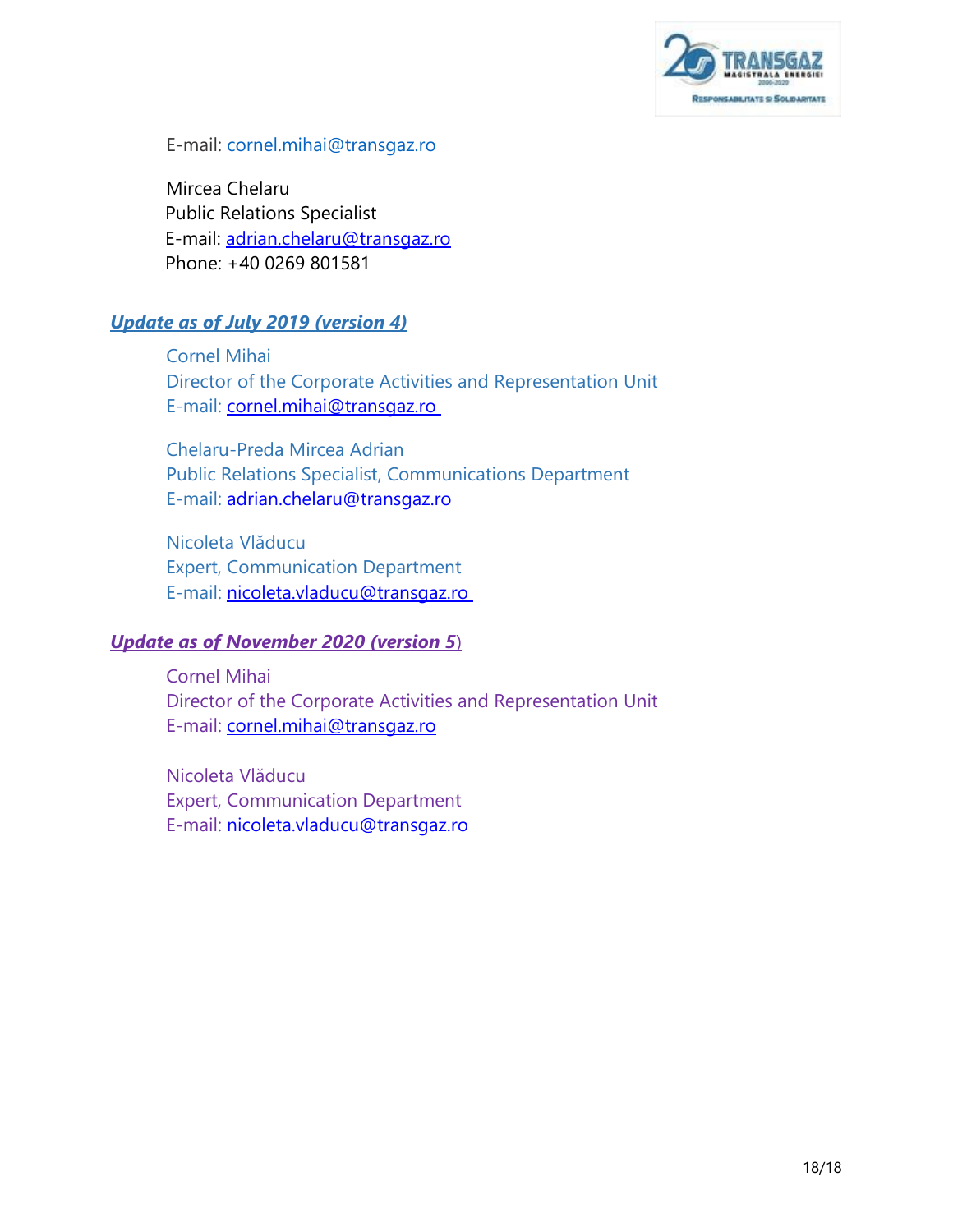E-mail: cornel.mihai@transgaz.ro

Mircea Chelaru
Public Relations Specialist
E-mail: adrian.chelaru@transgaz.ro
Phone: +40 0269 801581

***Update as of July 2019 (version 4)***

Cornel Mihai
Director of the Corporate Activities and Representation Unit
E-mail: cornel.mihai@transgaz.ro

Chelaru-Preda Mircea Adrian
Public Relations Specialist, Communications Department
E-mail: adrian.chelaru@transgaz.ro

Nicoleta Vlăducu
Expert, Communication Department
E-mail: nicoleta.vladucu@transgaz.ro

***Update as of November 2020 (version 5)***

Cornel Mihai
Director of the Corporate Activities and Representation Unit
E-mail: cornel.mihai@transgaz.ro

Nicoleta Vlăducu
Expert, Communication Department
E-mail: nicoleta.vladucu@transgaz.ro